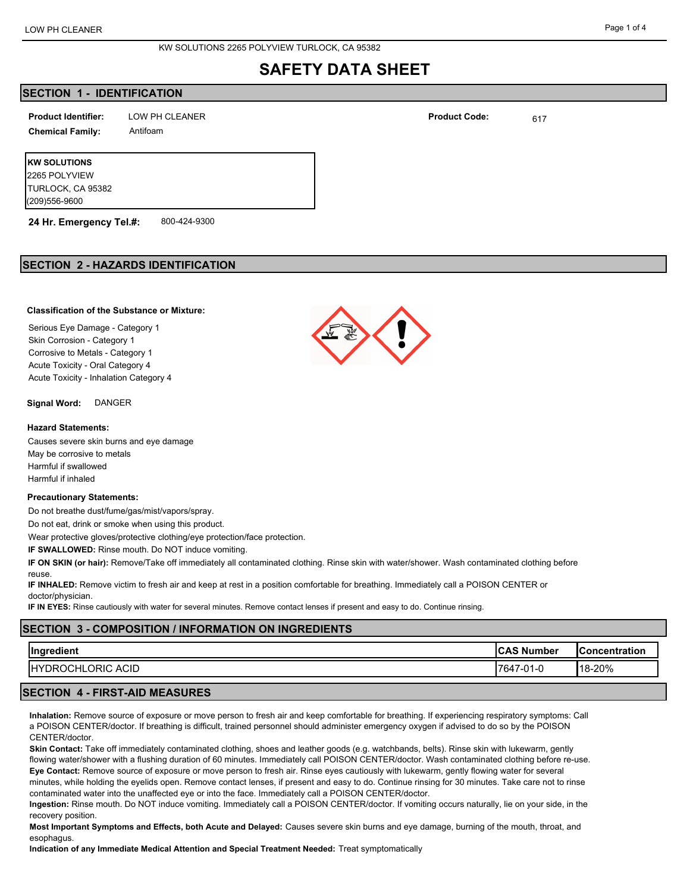KW SOLUTIONS 2265 POLYVIEW TURLOCK, CA 95382

# SAFETY DATA SHEET

## SECTION 1 - IDENTIFICATION

**Product Identifier:** LOW PH CLEANER

**Product Code:** 617

**Chemical Family:** Antifoam

**KW SOLUTIONS**
2265 POLYVIEW
TURLOCK, CA 95382
(209)556-9600

**24 Hr. Emergency Tel.#:** 800-424-9300

## SECTION 2 - HAZARDS IDENTIFICATION

**Classification of the Substance or Mixture:**

Serious Eye Damage - Category 1
Skin Corrosion - Category 1
Corrosive to Metals - Category 1
Acute Toxicity - Oral Category 4
Acute Toxicity - Inhalation Category 4

**Signal Word:** DANGER

**Hazard Statements:**

Causes severe skin burns and eye damage
May be corrosive to metals
Harmful if swallowed
Harmful if inhaled

**Precautionary Statements:**

Do not breathe dust/fume/gas/mist/vapors/spray.

Do not eat, drink or smoke when using this product.

Wear protective gloves/protective clothing/eye protection/face protection.

**IF SWALLOWED:** Rinse mouth. Do NOT induce vomiting.

**IF ON SKIN (or hair):** Remove/Take off immediately all contaminated clothing. Rinse skin with water/shower. Wash contaminated clothing before reuse.

**IF INHALED:** Remove victim to fresh air and keep at rest in a position comfortable for breathing. Immediately call a POISON CENTER or doctor/physician.

**IF IN EYES:** Rinse cautiously with water for several minutes. Remove contact lenses if present and easy to do. Continue rinsing.

## SECTION 3 - COMPOSITION / INFORMATION ON INGREDIENTS

| Ingredient | CAS Number | Concentration |
|---|---|---|
| HYDROCHLORIC ACID | 7647-01-0 | 18-20% |

## SECTION 4 - FIRST-AID MEASURES

**Inhalation:** Remove source of exposure or move person to fresh air and keep comfortable for breathing. If experiencing respiratory symptoms: Call a POISON CENTER/doctor. If breathing is difficult, trained personnel should administer emergency oxygen if advised to do so by the POISON CENTER/doctor.

**Skin Contact:** Take off immediately contaminated clothing, shoes and leather goods (e.g. watchbands, belts). Rinse skin with lukewarm, gently flowing water/shower with a flushing duration of 60 minutes. Immediately call POISON CENTER/doctor. Wash contaminated clothing before re-use.

**Eye Contact:** Remove source of exposure or move person to fresh air. Rinse eyes cautiously with lukewarm, gently flowing water for several minutes, while holding the eyelids open. Remove contact lenses, if present and easy to do. Continue rinsing for 30 minutes. Take care not to rinse contaminated water into the unaffected eye or into the face. Immediately call a POISON CENTER/doctor.

**Ingestion:** Rinse mouth. Do NOT induce vomiting. Immediately call a POISON CENTER/doctor. If vomiting occurs naturally, lie on your side, in the recovery position.

**Most Important Symptoms and Effects, both Acute and Delayed:** Causes severe skin burns and eye damage, burning of the mouth, throat, and esophagus.

**Indication of any Immediate Medical Attention and Special Treatment Needed:** Treat symptomatically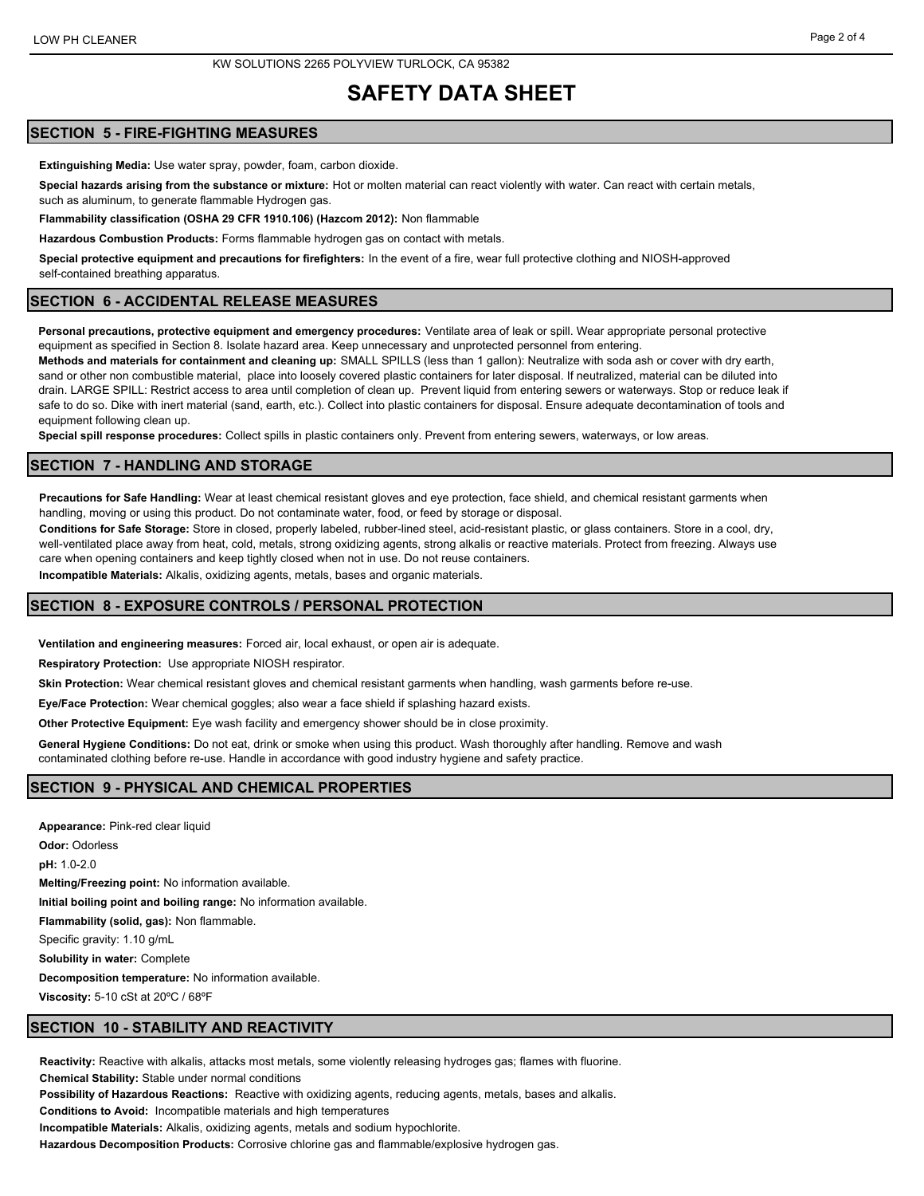KW SOLUTIONS 2265 POLYVIEW TURLOCK, CA 95382

# SAFETY DATA SHEET

## SECTION 5 - FIRE-FIGHTING MEASURES

**Extinguishing Media:** Use water spray, powder, foam, carbon dioxide.

**Special hazards arising from the substance or mixture:** Hot or molten material can react violently with water. Can react with certain metals, such as aluminum, to generate flammable Hydrogen gas.

**Flammability classification (OSHA 29 CFR 1910.106) (Hazcom 2012):** Non flammable

**Hazardous Combustion Products:** Forms flammable hydrogen gas on contact with metals.

**Special protective equipment and precautions for firefighters:** In the event of a fire, wear full protective clothing and NIOSH-approved self-contained breathing apparatus.

## SECTION 6 - ACCIDENTAL RELEASE MEASURES

**Personal precautions, protective equipment and emergency procedures:** Ventilate area of leak or spill. Wear appropriate personal protective equipment as specified in Section 8. Isolate hazard area. Keep unnecessary and unprotected personnel from entering.

**Methods and materials for containment and cleaning up:** SMALL SPILLS (less than 1 gallon): Neutralize with soda ash or cover with dry earth, sand or other non combustible material, place into loosely covered plastic containers for later disposal. If neutralized, material can be diluted into drain. LARGE SPILL: Restrict access to area until completion of clean up. Prevent liquid from entering sewers or waterways. Stop or reduce leak if safe to do so. Dike with inert material (sand, earth, etc.). Collect into plastic containers for disposal. Ensure adequate decontamination of tools and equipment following clean up.

**Special spill response procedures:** Collect spills in plastic containers only. Prevent from entering sewers, waterways, or low areas.

## SECTION 7 - HANDLING AND STORAGE

**Precautions for Safe Handling:** Wear at least chemical resistant gloves and eye protection, face shield, and chemical resistant garments when handling, moving or using this product. Do not contaminate water, food, or feed by storage or disposal.

**Conditions for Safe Storage:** Store in closed, properly labeled, rubber-lined steel, acid-resistant plastic, or glass containers. Store in a cool, dry, well-ventilated place away from heat, cold, metals, strong oxidizing agents, strong alkalis or reactive materials. Protect from freezing. Always use care when opening containers and keep tightly closed when not in use. Do not reuse containers.

**Incompatible Materials:** Alkalis, oxidizing agents, metals, bases and organic materials.

## SECTION 8 - EXPOSURE CONTROLS / PERSONAL PROTECTION

**Ventilation and engineering measures:** Forced air, local exhaust, or open air is adequate.

**Respiratory Protection:** Use appropriate NIOSH respirator.

**Skin Protection:** Wear chemical resistant gloves and chemical resistant garments when handling, wash garments before re-use.

**Eye/Face Protection:** Wear chemical goggles; also wear a face shield if splashing hazard exists.

**Other Protective Equipment:** Eye wash facility and emergency shower should be in close proximity.

**General Hygiene Conditions:** Do not eat, drink or smoke when using this product. Wash thoroughly after handling. Remove and wash contaminated clothing before re-use. Handle in accordance with good industry hygiene and safety practice.

## SECTION 9 - PHYSICAL AND CHEMICAL PROPERTIES

**Appearance:** Pink-red clear liquid

**Odor:** Odorless

**pH:** 1.0-2.0

**Melting/Freezing point:** No information available.

**Initial boiling point and boiling range:** No information available.

**Flammability (solid, gas):** Non flammable.

Specific gravity: 1.10 g/mL

**Solubility in water:** Complete

**Decomposition temperature:** No information available.

**Viscosity:** 5-10 cSt at 20ºC / 68ºF

## SECTION 10 - STABILITY AND REACTIVITY

**Reactivity:** Reactive with alkalis, attacks most metals, some violently releasing hydroges gas; flames with fluorine.

**Chemical Stability:** Stable under normal conditions

**Possibility of Hazardous Reactions:** Reactive with oxidizing agents, reducing agents, metals, bases and alkalis.

**Conditions to Avoid:** Incompatible materials and high temperatures

**Incompatible Materials:** Alkalis, oxidizing agents, metals and sodium hypochlorite.

**Hazardous Decomposition Products:** Corrosive chlorine gas and flammable/explosive hydrogen gas.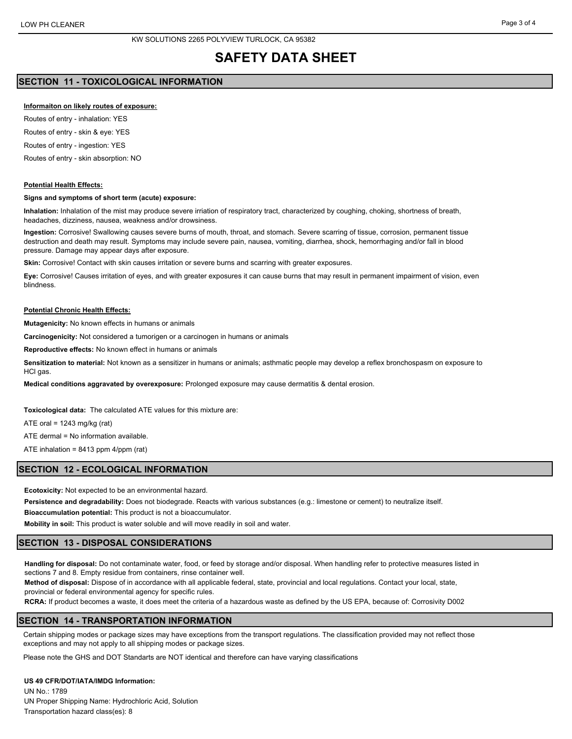KW SOLUTIONS 2265 POLYVIEW TURLOCK, CA 95382

# SAFETY DATA SHEET

## SECTION 11 - TOXICOLOGICAL INFORMATION

**Informaiton on likely routes of exposure:**

Routes of entry - inhalation: YES

Routes of entry - skin & eye: YES

Routes of entry - ingestion: YES

Routes of entry - skin absorption: NO

**Potential Health Effects:**

**Signs and symptoms of short term (acute) exposure:**

**Inhalation:** Inhalation of the mist may produce severe irriation of respiratory tract, characterized by coughing, choking, shortness of breath, headaches, dizziness, nausea, weakness and/or drowsiness.

**Ingestion:** Corrosive! Swallowing causes severe burns of mouth, throat, and stomach. Severe scarring of tissue, corrosion, permanent tissue destruction and death may result. Symptoms may include severe pain, nausea, vomiting, diarrhea, shock, hemorrhaging and/or fall in blood pressure. Damage may appear days after exposure.

**Skin:** Corrosive! Contact with skin causes irritation or severe burns and scarring with greater exposures.

**Eye:** Corrosive! Causes irritation of eyes, and with greater exposures it can cause burns that may result in permanent impairment of vision, even blindness.

**Potential Chronic Health Effects:**

**Mutagenicity:** No known effects in humans or animals

**Carcinogenicity:** Not considered a tumorigen or a carcinogen in humans or animals

**Reproductive effects:** No known effect in humans or animals

**Sensitization to material:** Not known as a sensitizer in humans or animals; asthmatic people may develop a reflex bronchospasm on exposure to HCl gas.

**Medical conditions aggravated by overexposure:** Prolonged exposure may cause dermatitis & dental erosion.

**Toxicological data:** The calculated ATE values for this mixture are:

ATE oral = 1243 mg/kg (rat)

ATE dermal = No information available.

ATE inhalation = 8413 ppm 4/ppm (rat)

## SECTION 12 - ECOLOGICAL INFORMATION

**Ecotoxicity:** Not expected to be an environmental hazard.

**Persistence and degradability:** Does not biodegrade. Reacts with various substances (e.g.: limestone or cement) to neutralize itself.

**Bioaccumulation potential:** This product is not a bioaccumulator.

**Mobility in soil:** This product is water soluble and will move readily in soil and water.

## SECTION 13 - DISPOSAL CONSIDERATIONS

**Handling for disposal:** Do not contaminate water, food, or feed by storage and/or disposal. When handling refer to protective measures listed in sections 7 and 8. Empty residue from containers, rinse container well.

**Method of disposal:** Dispose of in accordance with all applicable federal, state, provincial and local regulations. Contact your local, state, provincial or federal environmental agency for specific rules.

**RCRA:** If product becomes a waste, it does meet the criteria of a hazardous waste as defined by the US EPA, because of: Corrosivity D002

## SECTION 14 - TRANSPORTATION INFORMATION

Certain shipping modes or package sizes may have exceptions from the transport regulations. The classification provided may not reflect those exceptions and may not apply to all shipping modes or package sizes.

Please note the GHS and DOT Standarts are NOT identical and therefore can have varying classifications

**US 49 CFR/DOT/IATA/IMDG Information:**

UN No.: 1789

UN Proper Shipping Name: Hydrochloric Acid, Solution

Transportation hazard class(es): 8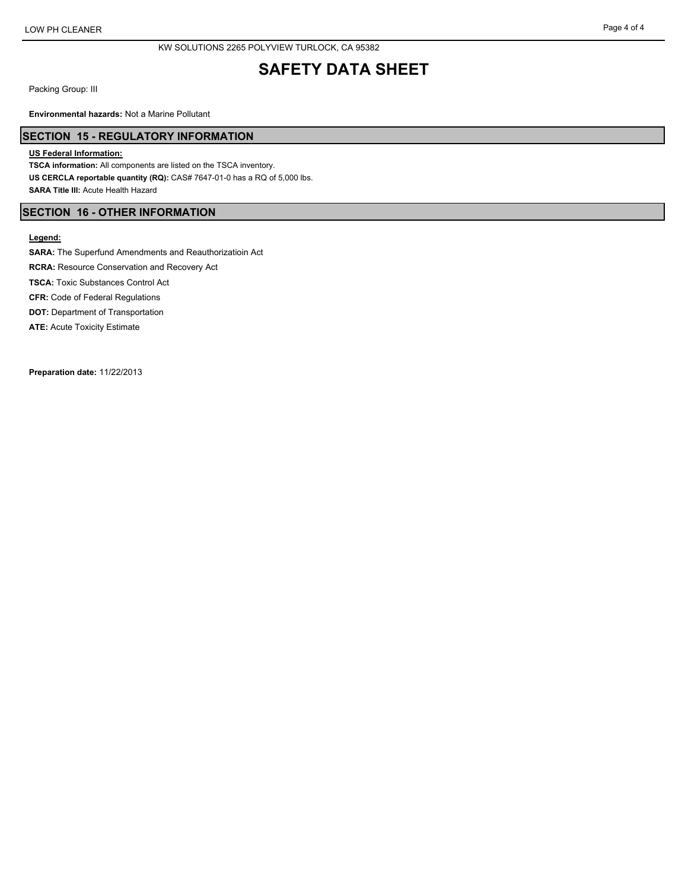KW SOLUTIONS 2265 POLYVIEW TURLOCK, CA 95382

# SAFETY DATA SHEET

Packing Group: III

**Environmental hazards:** Not a Marine Pollutant

## SECTION 15 - REGULATORY INFORMATION

**US Federal Information:**

**TSCA information:** All components are listed on the TSCA inventory.

**US CERCLA reportable quantity (RQ):** CAS# 7647-01-0 has a RQ of 5,000 lbs.

**SARA Title III:** Acute Health Hazard

## SECTION 16 - OTHER INFORMATION

**Legend:**

**SARA:** The Superfund Amendments and Reauthorizatioin Act

**RCRA:** Resource Conservation and Recovery Act

**TSCA:** Toxic Substances Control Act

**CFR:** Code of Federal Regulations

**DOT:** Department of Transportation

**ATE:** Acute Toxicity Estimate

**Preparation date:** 11/22/2013